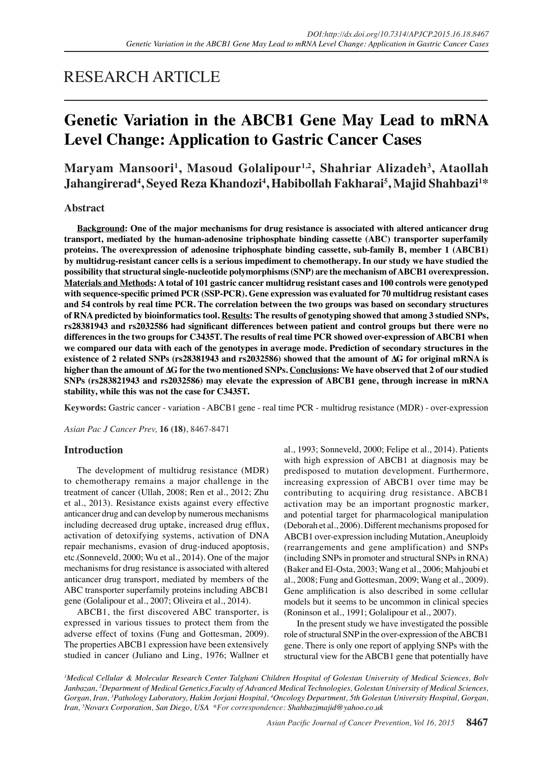RESEARCH ARTICLE

# Genetic Variation in the ABCB1 Gene May Lead to mRNA Level Change: Application to Gastric Cancer Cases

**Maryam Mansoori[1], Masoud Golalipour[1,2], Shahriar Alizadeh[3], Ataollah Jahangirerad[4], Seyed Reza Khandozi[4], Habibollah Fakharai[5], Majid Shahbazi[1]\***

## Abstract

**<u>Background</u>: One of the major mechanisms for drug resistance is associated with altered anticancer drug transport, mediated by the human-adenosine triphosphate binding cassette (ABC) transporter superfamily proteins. The overexpression of adenosine triphosphate binding cassette, sub-family B, member 1 (ABCB1) by multidrug-resistant cancer cells is a serious impediment to chemotherapy. In our study we have studied the possibility that structural single-nucleotide polymorphisms (SNP) are the mechanism of ABCB1 overexpression. <u>Materials and Methods</u>: A total of 101 gastric cancer multidrug resistant cases and 100 controls were genotyped with sequence-specific primed PCR (SSP-PCR). Gene expression was evaluated for 70 multidrug resistant cases and 54 controls by real time PCR. The correlation between the two groups was based on secondary structures of RNA predicted by bioinformatics tool. <u>Results</u>: The results of genotyping showed that among 3 studied SNPs, rs28381943 and rs2032586 had significant differences between patient and control groups but there were no differences in the two groups for C3435T. The results of real time PCR showed over-expression of ABCB1 when we compared our data with each of the genotypes in average mode. Prediction of secondary structures in the existence of 2 related SNPs (rs28381943 and rs2032586) showed that the amount of ΔG for original mRNA is higher than the amount of ΔG for the two mentioned SNPs. <u>Conclusions</u>: We have observed that 2 of our studied SNPs (rs283821943 and rs2032586) may elevate the expression of ABCB1 gene, through increase in mRNA stability, while this was not the case for C3435T.**

**Keywords:** Gastric cancer - variation - ABCB1 gene - real time PCR - multidrug resistance (MDR) - over-expression

*Asian Pac J Cancer Prev,* **16 (18)**, 8467-8471

## Introduction

The development of multidrug resistance (MDR) to chemotherapy remains a major challenge in the treatment of cancer (Ullah, 2008; Ren et al., 2012; Zhu et al., 2013). Resistance exists against every effective anticancer drug and can develop by numerous mechanisms including decreased drug uptake, increased drug efflux, activation of detoxifying systems, activation of DNA repair mechanisms, evasion of drug-induced apoptosis, etc.(Sonneveld, 2000; Wu et al., 2014). One of the major mechanisms for drug resistance is associated with altered anticancer drug transport, mediated by members of the ABC transporter superfamily proteins including ABCB1 gene (Golalipour et al., 2007; Oliveira et al., 2014).

ABCB1, the first discovered ABC transporter, is expressed in various tissues to protect them from the adverse effect of toxins (Fung and Gottesman, 2009). The properties ABCB1 expression have been extensively studied in cancer (Juliano and Ling, 1976; Wallner et al., 1993; Sonneveld, 2000; Felipe et al., 2014). Patients with high expression of ABCB1 at diagnosis may be predisposed to mutation development. Furthermore, increasing expression of ABCB1 over time may be contributing to acquiring drug resistance. ABCB1 activation may be an important prognostic marker, and potential target for pharmacological manipulation (Deborah et al., 2006). Different mechanisms proposed for ABCB1 over-expression including Mutation, Aneuploidy (rearrangements and gene amplification) and SNPs (including SNPs in promoter and structural SNPs in RNA) (Baker and El-Osta, 2003; Wang et al., 2006; Mahjoubi et al., 2008; Fung and Gottesman, 2009; Wang et al., 2009). Gene amplification is also described in some cellular models but it seems to be uncommon in clinical species (Roninson et al., 1991; Golalipour et al., 2007).

In the present study we have investigated the possible role of structural SNP in the over-expression of the ABCB1 gene. There is only one report of applying SNPs with the structural view for the ABCB1 gene that potentially have

---

[1]*Medical Cellular & Molecular Research Center Talghani Children Hospital of Golestan University of Medical Sciences, Bolv Janbazan,* [2]*Department of Medical Genetics,Faculty of Advanced Medical Technologies, Golestan University of Medical Sciences, Gorgan, Iran,* [3]*Pathology Laboratory, Hakim Jorjani Hospital,* [4]*Oncology Department, 5th Golestan University Hospital, Gorgan, Iran,* [5]*Novarx Corporation, San Diego, USA \*For correspondence: Shahbazimajid@yahoo.co.uk*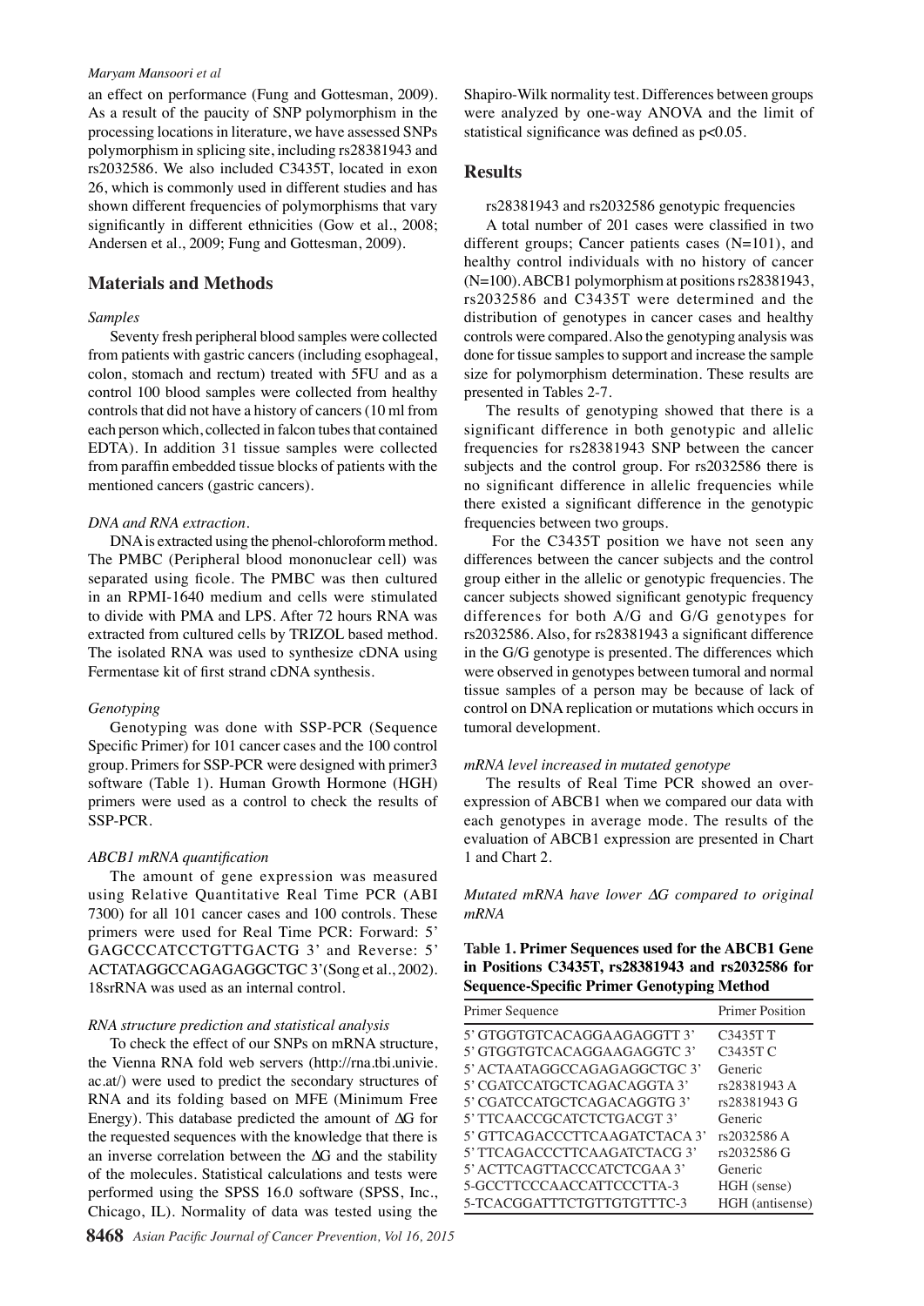an effect on performance (Fung and Gottesman, 2009). As a result of the paucity of SNP polymorphism in the processing locations in literature, we have assessed SNPs polymorphism in splicing site, including rs28381943 and rs2032586. We also included C3435T, located in exon 26, which is commonly used in different studies and has shown different frequencies of polymorphisms that vary significantly in different ethnicities (Gow et al., 2008; Andersen et al., 2009; Fung and Gottesman, 2009).

## Materials and Methods

*Samples*

Seventy fresh peripheral blood samples were collected from patients with gastric cancers (including esophageal, colon, stomach and rectum) treated with 5FU and as a control 100 blood samples were collected from healthy controls that did not have a history of cancers (10 ml from each person which, collected in falcon tubes that contained EDTA). In addition 31 tissue samples were collected from paraffin embedded tissue blocks of patients with the mentioned cancers (gastric cancers).

*DNA and RNA extraction.*

DNA is extracted using the phenol-chloroform method. The PMBC (Peripheral blood mononuclear cell) was separated using ficole. The PMBC was then cultured in an RPMI-1640 medium and cells were stimulated to divide with PMA and LPS. After 72 hours RNA was extracted from cultured cells by TRIZOL based method. The isolated RNA was used to synthesize cDNA using Fermentase kit of first strand cDNA synthesis.

*Genotyping*

Genotyping was done with SSP-PCR (Sequence Specific Primer) for 101 cancer cases and the 100 control group. Primers for SSP-PCR were designed with primer3 software (Table 1). Human Growth Hormone (HGH) primers were used as a control to check the results of SSP-PCR.

*ABCB1 mRNA quantification*

The amount of gene expression was measured using Relative Quantitative Real Time PCR (ABI 7300) for all 101 cancer cases and 100 controls. These primers were used for Real Time PCR: Forward: 5' GAGCCCATCCTGTTGACTG 3' and Reverse: 5' ACTATAGGCCAGAGAGGCTGC 3'(Song et al., 2002). 18srRNA was used as an internal control.

*RNA structure prediction and statistical analysis*

To check the effect of our SNPs on mRNA structure, the Vienna RNA fold web servers (http://rna.tbi.univie.ac.at/) were used to predict the secondary structures of RNA and its folding based on MFE (Minimum Free Energy). This database predicted the amount of $\Delta G$ for the requested sequences with the knowledge that there is an inverse correlation between the $\Delta G$ and the stability of the molecules. Statistical calculations and tests were performed using the SPSS 16.0 software (SPSS, Inc., Chicago, IL). Normality of data was tested using the Shapiro-Wilk normality test. Differences between groups were analyzed by one-way ANOVA and the limit of statistical significance was defined as $p<0.05$.

## Results

rs28381943 and rs2032586 genotypic frequencies

A total number of 201 cases were classified in two different groups; Cancer patients cases (N=101), and healthy control individuals with no history of cancer (N=100). ABCB1 polymorphism at positions rs28381943, rs2032586 and C3435T were determined and the distribution of genotypes in cancer cases and healthy controls were compared. Also the genotyping analysis was done for tissue samples to support and increase the sample size for polymorphism determination. These results are presented in Tables 2-7.

The results of genotyping showed that there is a significant difference in both genotypic and allelic frequencies for rs28381943 SNP between the cancer subjects and the control group. For rs2032586 there is no significant difference in allelic frequencies while there existed a significant difference in the genotypic frequencies between two groups.

For the C3435T position we have not seen any differences between the cancer subjects and the control group either in the allelic or genotypic frequencies. The cancer subjects showed significant genotypic frequency differences for both A/G and G/G genotypes for rs2032586. Also, for rs28381943 a significant difference in the G/G genotype is presented. The differences which were observed in genotypes between tumoral and normal tissue samples of a person may be because of lack of control on DNA replication or mutations which occurs in tumoral development.

*mRNA level increased in mutated genotype*

The results of Real Time PCR showed an over-expression of ABCB1 when we compared our data with each genotypes in average mode. The results of the evaluation of ABCB1 expression are presented in Chart 1 and Chart 2.

*Mutated mRNA have lower $\Delta G$ compared to original mRNA*

**Table 1. Primer Sequences used for the ABCB1 Gene in Positions C3435T, rs28381943 and rs2032586 for Sequence-Specific Primer Genotyping Method**

| Primer Sequence | Primer Position |
|---|---|
| 5' GTGGTGTCACAGGAAGAGGTT 3' | C3435T T |
| 5' GTGGTGTCACAGGAAGAGGTC 3' | C3435T C |
| 5' ACTAATAGGCCAGAGAGGCTGC 3' | Generic |
| 5' CGATCCATGCTCAGACAGGTA 3' | rs28381943 A |
| 5' CGATCCATGCTCAGACAGGTG 3' | rs28381943 G |
| 5' TTCAACCGCATCTCTGACGT 3' | Generic |
| 5' GTTCAGACCCTTCAAGATCTACA 3' | rs2032586 A |
| 5' TTCAGACCCTTCAAGATCTACG 3' | rs2032586 G |
| 5' ACTTCAGTTACCCATCTCGAA 3' | Generic |
| 5-GCCTTCCCAACCATTCCCTTA-3 | HGH (sense) |
| 5-TCACGGATTTCTGTTGTGTTTC-3 | HGH (antisense) |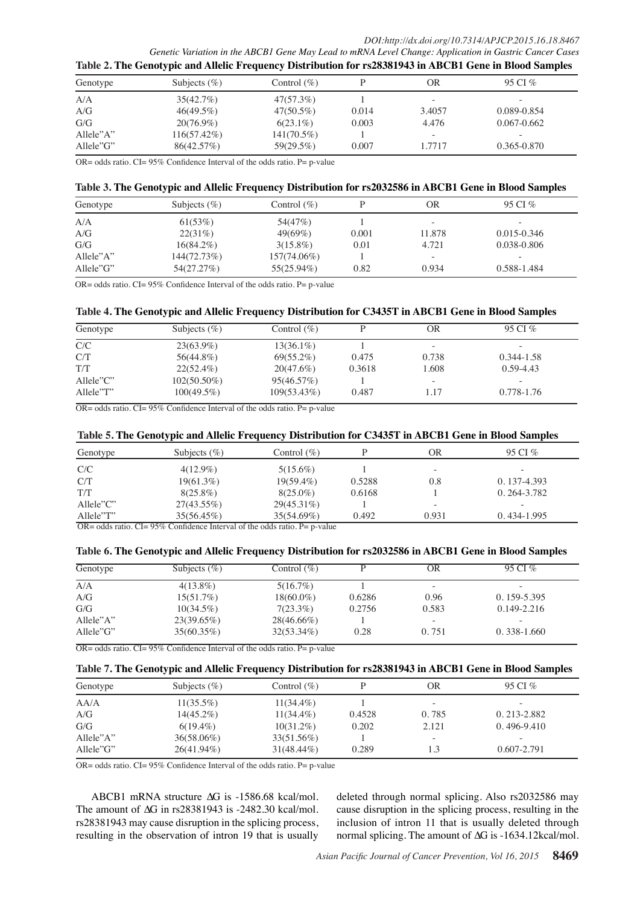**Table 2. The Genotypic and Allelic Frequency Distribution for rs28381943 in ABCB1 Gene in Blood Samples**

| Genotype | Subjects (%) | Control (%) | P | OR | 95 CI % |
|---|---|---|---|---|---|
| A/A | 35(42.7%) | 47(57.3%) | 1 | - | - |
| A/G | 46(49.5%) | 47(50.5%) | 0.014 | 3.4057 | 0.089-0.854 |
| G/G | 20(76.9%) | 6(23.1%) | 0.003 | 4.476 | 0.067-0.662 |
| Allele"A" | 116(57.42%) | 141(70.5%) | 1 | - | - |
| Allele"G" | 86(42.57%) | 59(29.5%) | 0.007 | 1.7717 | 0.365-0.870 |

OR= odds ratio. CI= 95% Confidence Interval of the odds ratio. P= p-value

**Table 3. The Genotypic and Allelic Frequency Distribution for rs2032586 in ABCB1 Gene in Blood Samples**

| Genotype | Subjects (%) | Control (%) | P | OR | 95 CI % |
|---|---|---|---|---|---|
| A/A | 61(53%) | 54(47%) | 1 | - | - |
| A/G | 22(31%) | 49(69%) | 0.001 | 11.878 | 0.015-0.346 |
| G/G | 16(84.2%) | 3(15.8%) | 0.01 | 4.721 | 0.038-0.806 |
| Allele"A" | 144(72.73%) | 157(74.06%) | 1 | - | - |
| Allele"G" | 54(27.27%) | 55(25.94%) | 0.82 | 0.934 | 0.588-1.484 |

OR= odds ratio. CI= 95% Confidence Interval of the odds ratio. P= p-value

**Table 4. The Genotypic and Allelic Frequency Distribution for C3435T in ABCB1 Gene in Blood Samples**

| Genotype | Subjects (%) | Control (%) | P | OR | 95 CI % |
|---|---|---|---|---|---|
| C/C | 23(63.9%) | 13(36.1%) | 1 | - | - |
| C/T | 56(44.8%) | 69(55.2%) | 0.475 | 0.738 | 0.344-1.58 |
| T/T | 22(52.4%) | 20(47.6%) | 0.3618 | 1.608 | 0.59-4.43 |
| Allele"C" | 102(50.50%) | 95(46.57%) | 1 | - | - |
| Allele"T" | 100(49.5%) | 109(53.43%) | 0.487 | 1.17 | 0.778-1.76 |

OR= odds ratio. CI= 95% Confidence Interval of the odds ratio. P= p-value

**Table 5. The Genotypic and Allelic Frequency Distribution for C3435T in ABCB1 Gene in Blood Samples**

| Genotype | Subjects (%) | Control (%) | P | OR | 95 CI % |
|---|---|---|---|---|---|
| C/C | 4(12.9%) | 5(15.6%) | 1 | - | - |
| C/T | 19(61.3%) | 19(59.4%) | 0.5288 | 0.8 | 0. 137-4.393 |
| T/T | 8(25.8%) | 8(25.0%) | 0.6168 | 1 | 0. 264-3.782 |
| Allele"C" | 27(43.55%) | 29(45.31%) | 1 | - | - |
| Allele"T" | 35(56.45%) | 35(54.69%) | 0.492 | 0.931 | 0. 434-1.995 |

OR= odds ratio. CI= 95% Confidence Interval of the odds ratio. P= p-value

**Table 6. The Genotypic and Allelic Frequency Distribution for rs2032586 in ABCB1 Gene in Blood Samples**

| Genotype | Subjects (%) | Control (%) | P | OR | 95 CI % |
|---|---|---|---|---|---|
| A/A | 4(13.8%) | 5(16.7%) | 1 | - | - |
| A/G | 15(51.7%) | 18(60.0%) | 0.6286 | 0.96 | 0. 159-5.395 |
| G/G | 10(34.5%) | 7(23.3%) | 0.2756 | 0.583 | 0.149-2.216 |
| Allele"A" | 23(39.65%) | 28(46.66%) | 1 | - | - |
| Allele"G" | 35(60.35%) | 32(53.34%) | 0.28 | 0. 751 | 0. 338-1.660 |

OR= odds ratio. CI= 95% Confidence Interval of the odds ratio. P= p-value

**Table 7. The Genotypic and Allelic Frequency Distribution for rs28381943 in ABCB1 Gene in Blood Samples**

| Genotype | Subjects (%) | Control (%) | P | OR | 95 CI % |
|---|---|---|---|---|---|
| AA/A | 11(35.5%) | 11(34.4%) | 1 | - | - |
| A/G | 14(45.2%) | 11(34.4%) | 0.4528 | 0. 785 | 0. 213-2.882 |
| G/G | 6(19.4%) | 10(31.2%) | 0.202 | 2.121 | 0. 496-9.410 |
| Allele"A" | 36(58.06%) | 33(51.56%) | 1 | - | - |
| Allele"G" | 26(41.94%) | 31(48.44%) | 0.289 | 1.3 | 0.607-2.791 |

OR= odds ratio. CI= 95% Confidence Interval of the odds ratio. P= p-value

ABCB1 mRNA structure $\Delta G$ is -1586.68 kcal/mol. The amount of $\Delta G$ in rs28381943 is -2482.30 kcal/mol. rs28381943 may cause disruption in the splicing process, resulting in the observation of intron 19 that is usually deleted through normal splicing. Also rs2032586 may cause disruption in the splicing process, resulting in the inclusion of intron 11 that is usually deleted through normal splicing. The amount of $\Delta G$ is -1634.12kcal/mol.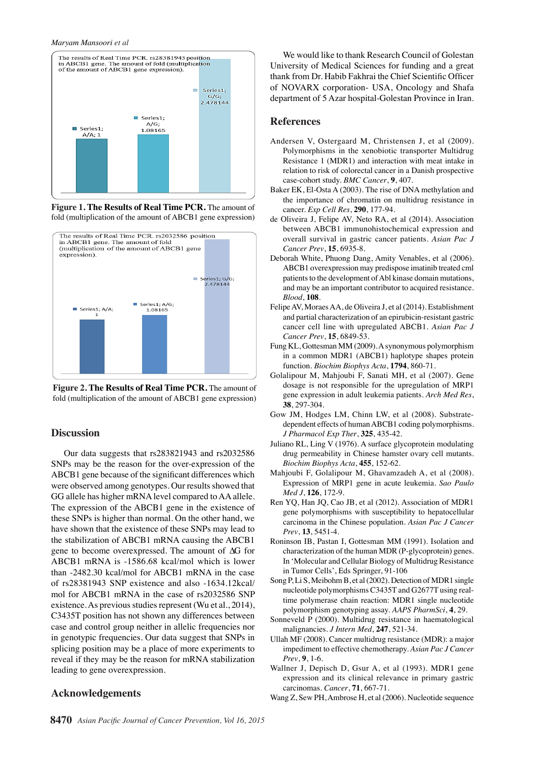**Figure 1. The Results of Real Time PCR.** The amount of fold (multiplication of the amount of ABCB1 gene expression)

**Figure 2. The Results of Real Time PCR.** The amount of fold (multiplication of the amount of ABCB1 gene expression)

## Discussion

Our data suggests that rs283821943 and rs2032586 SNPs may be the reason for the over-expression of the ABCB1 gene because of the significant differences which were observed among genotypes. Our results showed that GG allele has higher mRNA level compared to AA allele. The expression of the ABCB1 gene in the existence of these SNPs is higher than normal. On the other hand, we have shown that the existence of these SNPs may lead to the stabilization of ABCB1 mRNA causing the ABCB1 gene to become overexpressed. The amount of ∆G for ABCB1 mRNA is -1586.68 kcal/mol which is lower than -2482.30 kcal/mol for ABCB1 mRNA in the case of rs28381943 SNP existence and also -1634.12kcal/mol for ABCB1 mRNA in the case of rs2032586 SNP existence. As previous studies represent (Wu et al., 2014), C3435T position has not shown any differences between case and control group neither in allelic frequencies nor in genotypic frequencies. Our data suggest that SNPs in splicing position may be a place of more experiments to reveal if they may be the reason for mRNA stabilization leading to gene overexpression.

## Acknowledgements

We would like to thank Research Council of Golestan University of Medical Sciences for funding and a great thank from Dr. Habib Fakhrai the Chief Scientific Officer of NOVARX corporation- USA, Oncology and Shafa department of 5 Azar hospital-Golestan Province in Iran.

## References

Andersen V, Ostergaard M, Christensen J, et al (2009). Polymorphisms in the xenobiotic transporter Multidrug Resistance 1 (MDR1) and interaction with meat intake in relation to risk of colorectal cancer in a Danish prospective case-cohort study. *BMC Cancer*, **9**, 407.

Baker EK, El-Osta A (2003). The rise of DNA methylation and the importance of chromatin on multidrug resistance in cancer. *Exp Cell Res*, **290**, 177-94.

de Oliveira J, Felipe AV, Neto RA, et al (2014). Association between ABCB1 immunohistochemical expression and overall survival in gastric cancer patients. *Asian Pac J Cancer Prev*, **15**, 6935-8.

Deborah White, Phuong Dang, Amity Venables, et al (2006). ABCB1 overexpression may predispose imatinib treated cml patients to the development of Abl kinase domain mutations, and may be an important contributor to acquired resistance. *Blood*, **108**.

Felipe AV, Moraes AA, de Oliveira J, et al (2014). Establishment and partial characterization of an epirubicin-resistant gastric cancer cell line with upregulated ABCB1. *Asian Pac J Cancer Prev*, **15**, 6849-53.

Fung KL, Gottesman MM (2009). A synonymous polymorphism in a common MDR1 (ABCB1) haplotype shapes protein function. *Biochim Biophys Acta*, **1794**, 860-71.

Golalipour M, Mahjoubi F, Sanati MH, et al (2007). Gene dosage is not responsible for the upregulation of MRP1 gene expression in adult leukemia patients. *Arch Med Res*, **38**, 297-304.

Gow JM, Hodges LM, Chinn LW, et al (2008). Substrate-dependent effects of human ABCB1 coding polymorphisms. *J Pharmacol Exp Ther*, **325**, 435-42.

Juliano RL, Ling V (1976). A surface glycoprotein modulating drug permeability in Chinese hamster ovary cell mutants. *Biochim Biophys Acta*, **455**, 152-62.

Mahjoubi F, Golalipour M, Ghavamzadeh A, et al (2008). Expression of MRP1 gene in acute leukemia. *Sao Paulo Med J*, **126**, 172-9.

Ren YQ, Han JQ, Cao JB, et al (2012). Association of MDR1 gene polymorphisms with susceptibility to hepatocellular carcinoma in the Chinese population. *Asian Pac J Cancer Prev*, **13**, 5451-4.

Roninson IB, Pastan I, Gottesman MM (1991). Isolation and characterization of the human MDR (P-glycoprotein) genes. In 'Molecular and Cellular Biology of Multidrug Resistance in Tumor Cells', Eds Springer, 91-106

Song P, Li S, Meibohm B, et al (2002). Detection of MDR1 single nucleotide polymorphisms C3435T and G2677T using real-time polymerase chain reaction: MDR1 single nucleotide polymorphism genotyping assay. *AAPS PharmSci*, **4**, 29.

Sonneveld P (2000). Multidrug resistance in haematological malignancies. *J Intern Med*, **247**, 521-34.

Ullah MF (2008). Cancer multidrug resistance (MDR): a major impediment to effective chemotherapy. *Asian Pac J Cancer Prev*, **9**, 1-6.

Wallner J, Depisch D, Gsur A, et al (1993). MDR1 gene expression and its clinical relevance in primary gastric carcinomas. *Cancer*, **71**, 667-71.

Wang Z, Sew PH, Ambrose H, et al (2006). Nucleotide sequence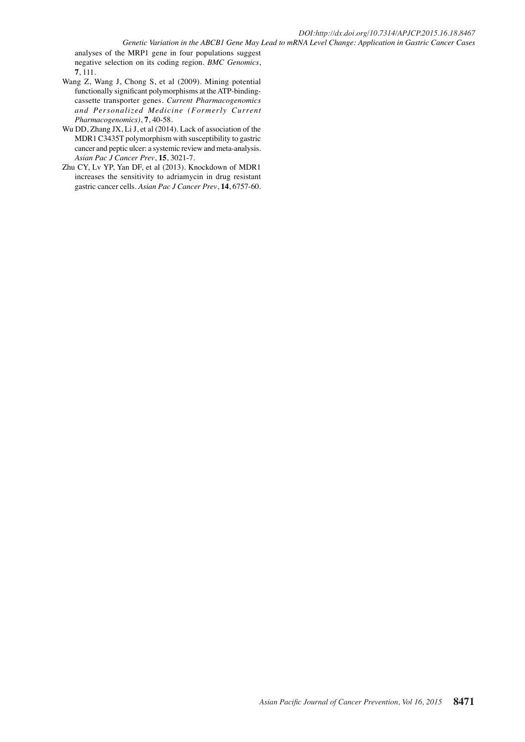analyses of the MRP1 gene in four populations suggest negative selection on its coding region. *BMC Genomics*, **7**, 111.

Wang Z, Wang J, Chong S, et al (2009). Mining potential functionally significant polymorphisms at the ATP-binding-cassette transporter genes. *Current Pharmacogenomics and Personalized Medicine (Formerly Current Pharmacogenomics)*, **7**, 40-58.

Wu DD, Zhang JX, Li J, et al (2014). Lack of association of the MDR1 C3435T polymorphism with susceptibility to gastric cancer and peptic ulcer: a systemic review and meta-analysis. *Asian Pac J Cancer Prev*, **15**, 3021-7.

Zhu CY, Lv YP, Yan DF, et al (2013). Knockdown of MDR1 increases the sensitivity to adriamycin in drug resistant gastric cancer cells. *Asian Pac J Cancer Prev*, **14**, 6757-60.